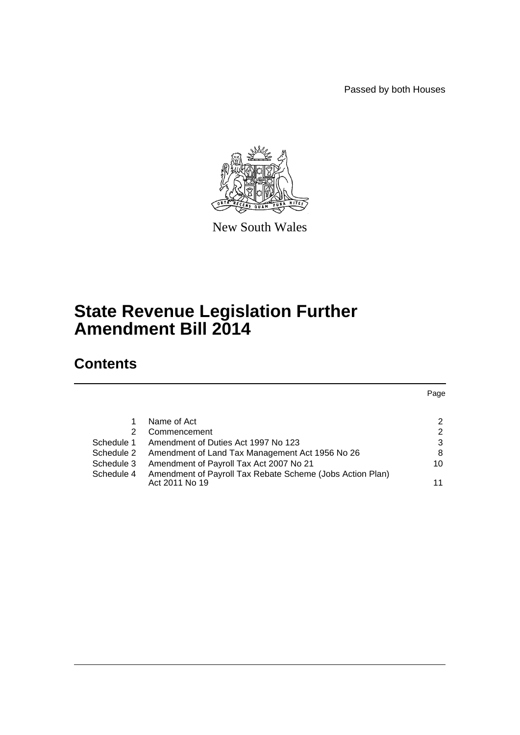Passed by both Houses

New South Wales

# State Revenue Legislation Further Amendment Bill 2014

## Contents

| | | Page |
|---|---|---|
| 1 | Name of Act | 2 |
| 2 | Commencement | 2 |
| Schedule 1 | Amendment of Duties Act 1997 No 123 | 3 |
| Schedule 2 | Amendment of Land Tax Management Act 1956 No 26 | 8 |
| Schedule 3 | Amendment of Payroll Tax Act 2007 No 21 | 10 |
| Schedule 4 | Amendment of Payroll Tax Rebate Scheme (Jobs Action Plan) Act 2011 No 19 | 11 |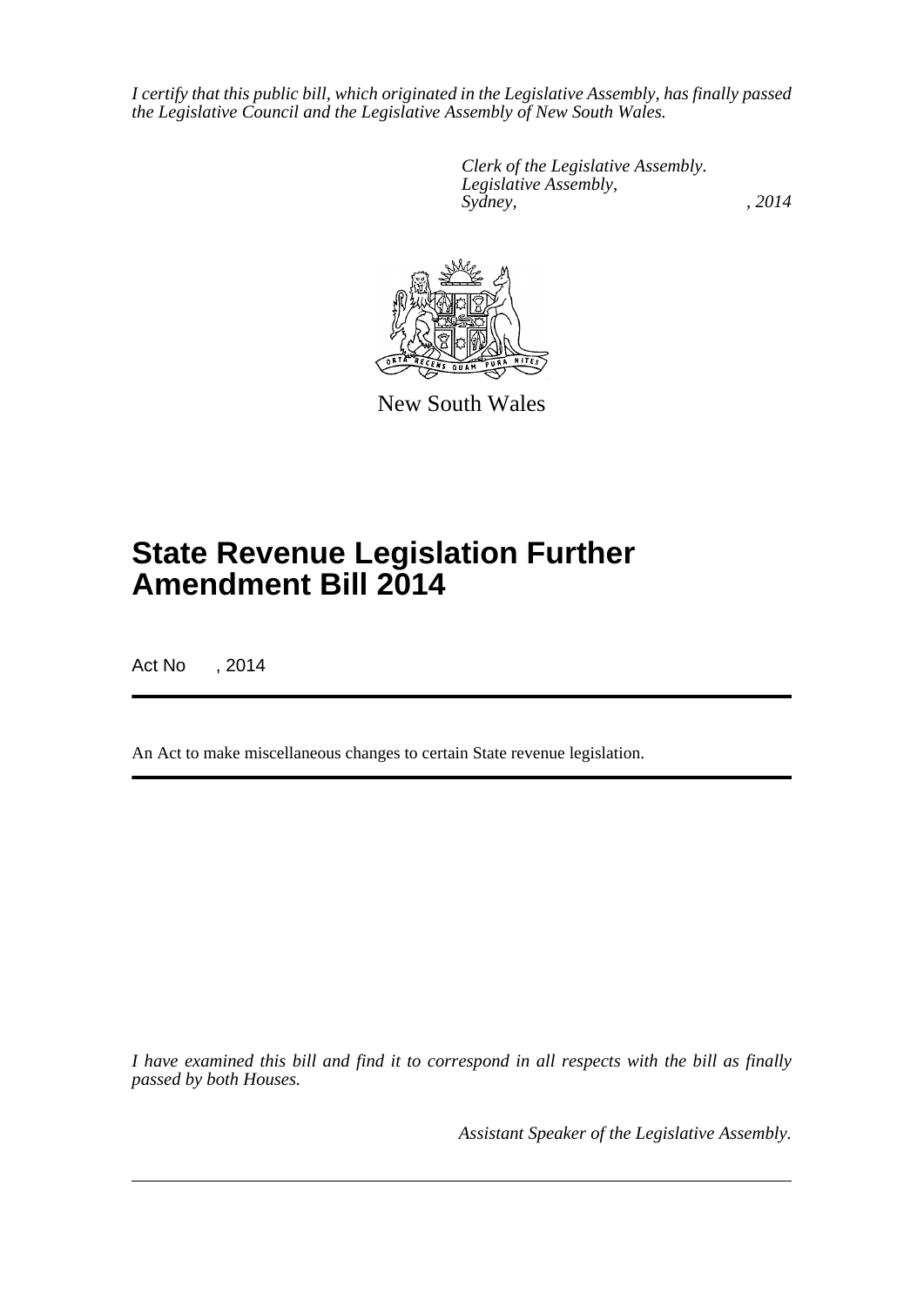*I certify that this public bill, which originated in the Legislative Assembly, has finally passed the Legislative Council and the Legislative Assembly of New South Wales.*

*Clerk of the Legislative Assembly.*
*Legislative Assembly,*
*Sydney, , 2014*

New South Wales

# State Revenue Legislation Further Amendment Bill 2014

Act No , 2014

An Act to make miscellaneous changes to certain State revenue legislation.

*I have examined this bill and find it to correspond in all respects with the bill as finally passed by both Houses.*

*Assistant Speaker of the Legislative Assembly.*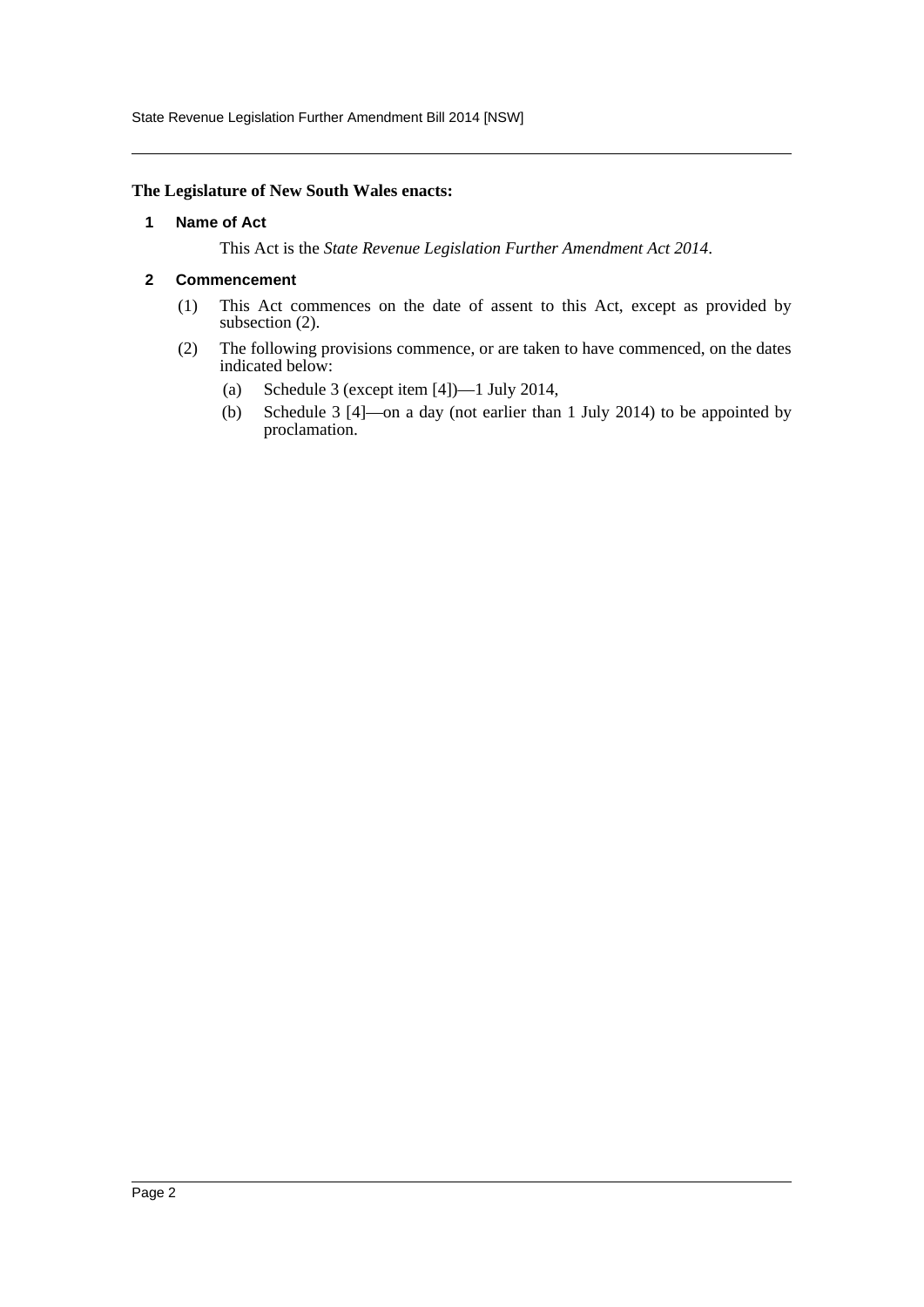**The Legislature of New South Wales enacts:**

## 1 Name of Act

This Act is the *State Revenue Legislation Further Amendment Act 2014*.

## 2 Commencement

(1) This Act commences on the date of assent to this Act, except as provided by subsection (2).

(2) The following provisions commence, or are taken to have commenced, on the dates indicated below:

- (a) Schedule 3 (except item [4])—1 July 2014,
- (b) Schedule 3 [4]—on a day (not earlier than 1 July 2014) to be appointed by proclamation.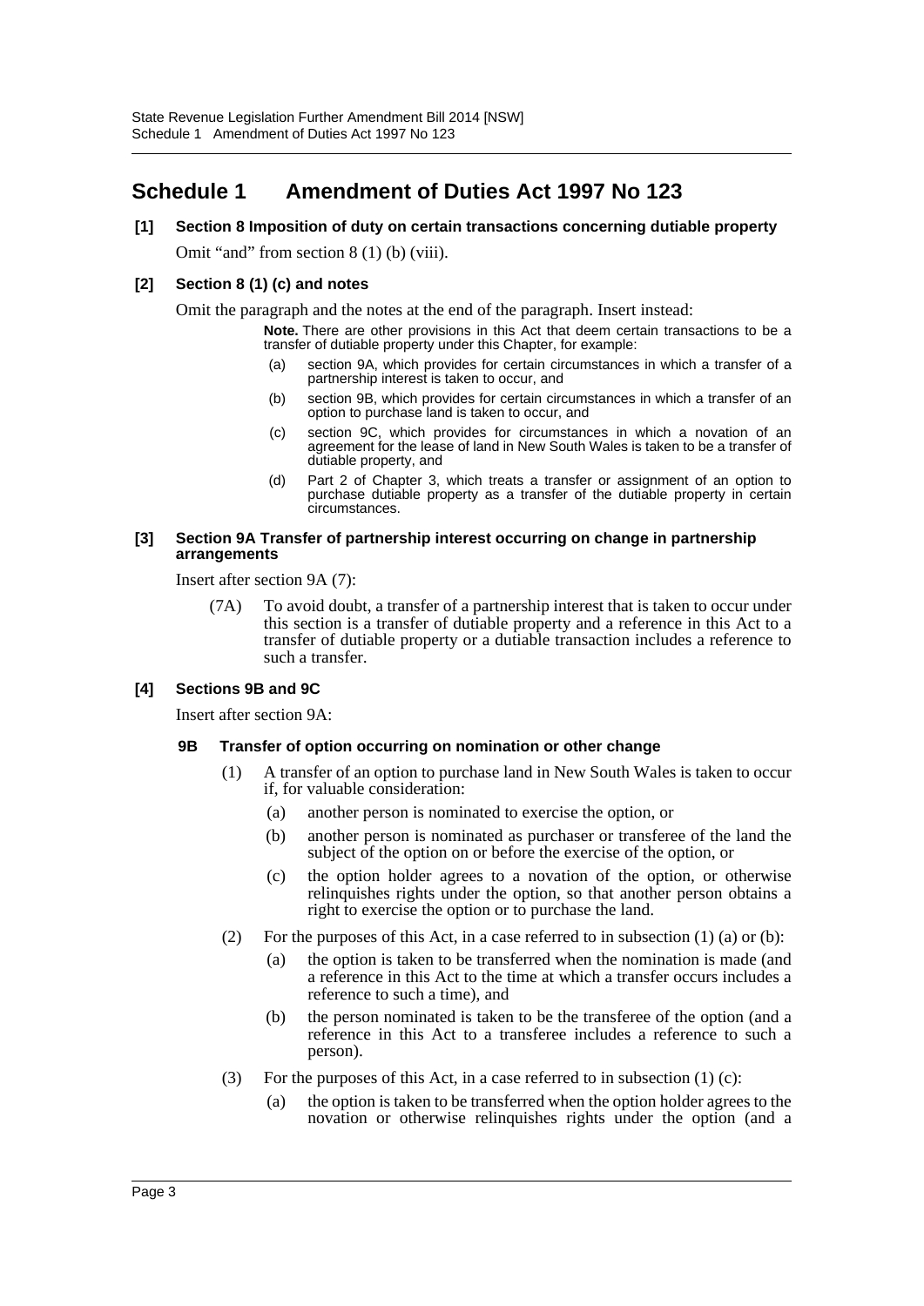# Schedule 1 Amendment of Duties Act 1997 No 123

**[1] Section 8 Imposition of duty on certain transactions concerning dutiable property**

Omit "and" from section 8 (1) (b) (viii).

**[2] Section 8 (1) (c) and notes**

Omit the paragraph and the notes at the end of the paragraph. Insert instead:

> **Note.** There are other provisions in this Act that deem certain transactions to be a transfer of dutiable property under this Chapter, for example:
>
> (a) section 9A, which provides for certain circumstances in which a transfer of a partnership interest is taken to occur, and
>
> (b) section 9B, which provides for certain circumstances in which a transfer of an option to purchase land is taken to occur, and
>
> (c) section 9C, which provides for circumstances in which a novation of an agreement for the lease of land in New South Wales is taken to be a transfer of dutiable property, and
>
> (d) Part 2 of Chapter 3, which treats a transfer or assignment of an option to purchase dutiable property as a transfer of the dutiable property in certain circumstances.

**[3] Section 9A Transfer of partnership interest occurring on change in partnership arrangements**

Insert after section 9A (7):

> (7A) To avoid doubt, a transfer of a partnership interest that is taken to occur under this section is a transfer of dutiable property and a reference in this Act to a transfer of dutiable property or a dutiable transaction includes a reference to such a transfer.

**[4] Sections 9B and 9C**

Insert after section 9A:

> **9B Transfer of option occurring on nomination or other change**
>
> (1) A transfer of an option to purchase land in New South Wales is taken to occur if, for valuable consideration:
>
> (a) another person is nominated to exercise the option, or
>
> (b) another person is nominated as purchaser or transferee of the land the subject of the option on or before the exercise of the option, or
>
> (c) the option holder agrees to a novation of the option, or otherwise relinquishes rights under the option, so that another person obtains a right to exercise the option or to purchase the land.
>
> (2) For the purposes of this Act, in a case referred to in subsection (1) (a) or (b):
>
> (a) the option is taken to be transferred when the nomination is made (and a reference in this Act to the time at which a transfer occurs includes a reference to such a time), and
>
> (b) the person nominated is taken to be the transferee of the option (and a reference in this Act to a transferee includes a reference to such a person).
>
> (3) For the purposes of this Act, in a case referred to in subsection (1) (c):
>
> (a) the option is taken to be transferred when the option holder agrees to the novation or otherwise relinquishes rights under the option (and a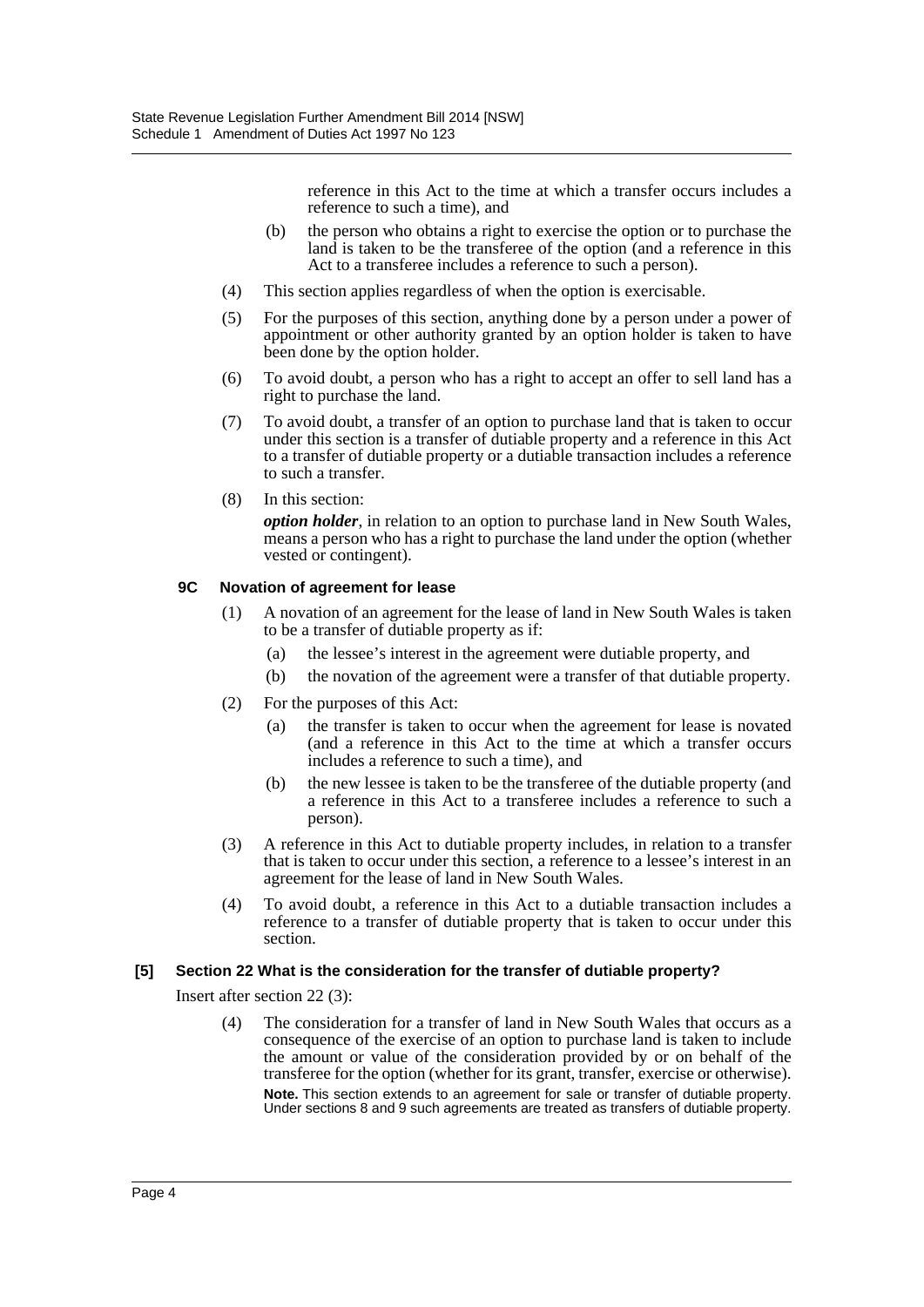reference in this Act to the time at which a transfer occurs includes a reference to such a time), and

(b) the person who obtains a right to exercise the option or to purchase the land is taken to be the transferee of the option (and a reference in this Act to a transferee includes a reference to such a person).

(4) This section applies regardless of when the option is exercisable.

(5) For the purposes of this section, anything done by a person under a power of appointment or other authority granted by an option holder is taken to have been done by the option holder.

(6) To avoid doubt, a person who has a right to accept an offer to sell land has a right to purchase the land.

(7) To avoid doubt, a transfer of an option to purchase land that is taken to occur under this section is a transfer of dutiable property and a reference in this Act to a transfer of dutiable property or a dutiable transaction includes a reference to such a transfer.

(8) In this section:

***option holder***, in relation to an option to purchase land in New South Wales, means a person who has a right to purchase the land under the option (whether vested or contingent).

#### 9C Novation of agreement for lease

(1) A novation of an agreement for the lease of land in New South Wales is taken to be a transfer of dutiable property as if:

(a) the lessee's interest in the agreement were dutiable property, and

(b) the novation of the agreement were a transfer of that dutiable property.

(2) For the purposes of this Act:

(a) the transfer is taken to occur when the agreement for lease is novated (and a reference in this Act to the time at which a transfer occurs includes a reference to such a time), and

(b) the new lessee is taken to be the transferee of the dutiable property (and a reference in this Act to a transferee includes a reference to such a person).

(3) A reference in this Act to dutiable property includes, in relation to a transfer that is taken to occur under this section, a reference to a lessee's interest in an agreement for the lease of land in New South Wales.

(4) To avoid doubt, a reference in this Act to a dutiable transaction includes a reference to a transfer of dutiable property that is taken to occur under this section.

### [5] Section 22 What is the consideration for the transfer of dutiable property?

Insert after section 22 (3):

(4) The consideration for a transfer of land in New South Wales that occurs as a consequence of the exercise of an option to purchase land is taken to include the amount or value of the consideration provided by or on behalf of the transferee for the option (whether for its grant, transfer, exercise or otherwise).

**Note.** This section extends to an agreement for sale or transfer of dutiable property. Under sections 8 and 9 such agreements are treated as transfers of dutiable property.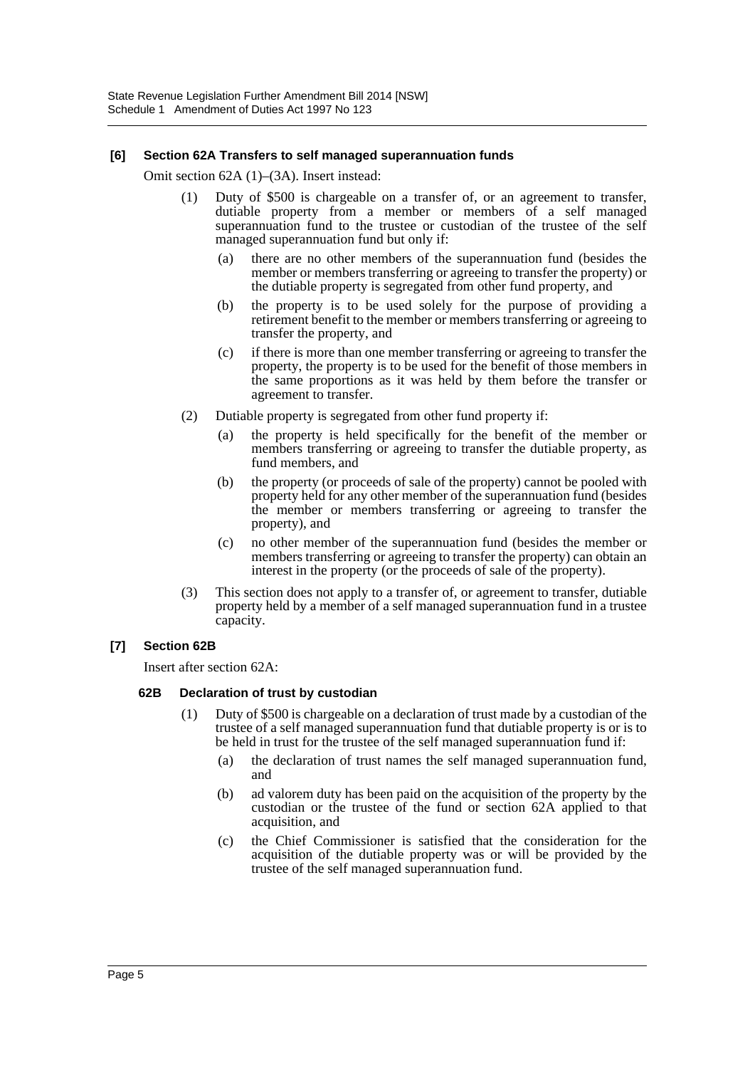**[6] Section 62A Transfers to self managed superannuation funds**

Omit section 62A (1)–(3A). Insert instead:

(1) Duty of $500 is chargeable on a transfer of, or an agreement to transfer, dutiable property from a member or members of a self managed superannuation fund to the trustee or custodian of the trustee of the self managed superannuation fund but only if:

(a) there are no other members of the superannuation fund (besides the member or members transferring or agreeing to transfer the property) or the dutiable property is segregated from other fund property, and

(b) the property is to be used solely for the purpose of providing a retirement benefit to the member or members transferring or agreeing to transfer the property, and

(c) if there is more than one member transferring or agreeing to transfer the property, the property is to be used for the benefit of those members in the same proportions as it was held by them before the transfer or agreement to transfer.

(2) Dutiable property is segregated from other fund property if:

(a) the property is held specifically for the benefit of the member or members transferring or agreeing to transfer the dutiable property, as fund members, and

(b) the property (or proceeds of sale of the property) cannot be pooled with property held for any other member of the superannuation fund (besides the member or members transferring or agreeing to transfer the property), and

(c) no other member of the superannuation fund (besides the member or members transferring or agreeing to transfer the property) can obtain an interest in the property (or the proceeds of sale of the property).

(3) This section does not apply to a transfer of, or agreement to transfer, dutiable property held by a member of a self managed superannuation fund in a trustee capacity.

**[7] Section 62B**

Insert after section 62A:

**62B Declaration of trust by custodian**

(1) Duty of $500 is chargeable on a declaration of trust made by a custodian of the trustee of a self managed superannuation fund that dutiable property is or is to be held in trust for the trustee of the self managed superannuation fund if:

(a) the declaration of trust names the self managed superannuation fund, and

(b) ad valorem duty has been paid on the acquisition of the property by the custodian or the trustee of the fund or section 62A applied to that acquisition, and

(c) the Chief Commissioner is satisfied that the consideration for the acquisition of the dutiable property was or will be provided by the trustee of the self managed superannuation fund.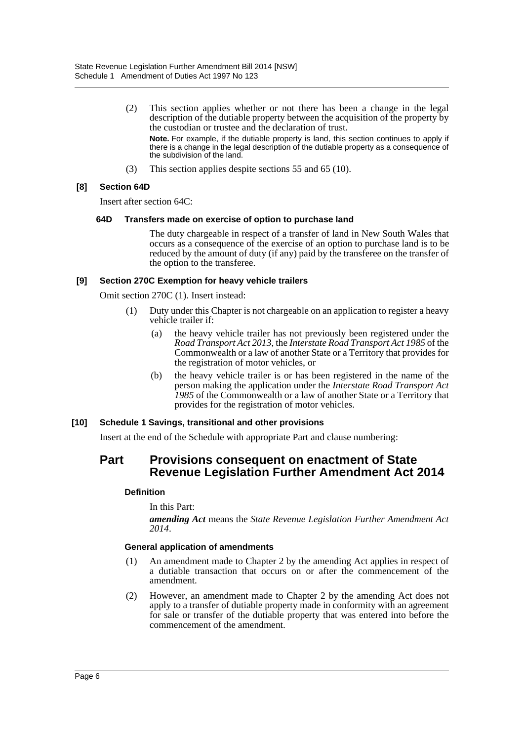(2) This section applies whether or not there has been a change in the legal description of the dutiable property between the acquisition of the property by the custodian or trustee and the declaration of trust.

**Note.** For example, if the dutiable property is land, this section continues to apply if there is a change in the legal description of the dutiable property as a consequence of the subdivision of the land.

(3) This section applies despite sections 55 and 65 (10).

**[8] Section 64D**

Insert after section 64C:

**64D Transfers made on exercise of option to purchase land**

The duty chargeable in respect of a transfer of land in New South Wales that occurs as a consequence of the exercise of an option to purchase land is to be reduced by the amount of duty (if any) paid by the transferee on the transfer of the option to the transferee.

**[9] Section 270C Exemption for heavy vehicle trailers**

Omit section 270C (1). Insert instead:

(1) Duty under this Chapter is not chargeable on an application to register a heavy vehicle trailer if:

(a) the heavy vehicle trailer has not previously been registered under the *Road Transport Act 2013*, the *Interstate Road Transport Act 1985* of the Commonwealth or a law of another State or a Territory that provides for the registration of motor vehicles, or

(b) the heavy vehicle trailer is or has been registered in the name of the person making the application under the *Interstate Road Transport Act 1985* of the Commonwealth or a law of another State or a Territory that provides for the registration of motor vehicles.

**[10] Schedule 1 Savings, transitional and other provisions**

Insert at the end of the Schedule with appropriate Part and clause numbering:

## Part Provisions consequent on enactment of State Revenue Legislation Further Amendment Act 2014

**Definition**

In this Part:

***amending Act*** means the *State Revenue Legislation Further Amendment Act 2014*.

**General application of amendments**

(1) An amendment made to Chapter 2 by the amending Act applies in respect of a dutiable transaction that occurs on or after the commencement of the amendment.

(2) However, an amendment made to Chapter 2 by the amending Act does not apply to a transfer of dutiable property made in conformity with an agreement for sale or transfer of the dutiable property that was entered into before the commencement of the amendment.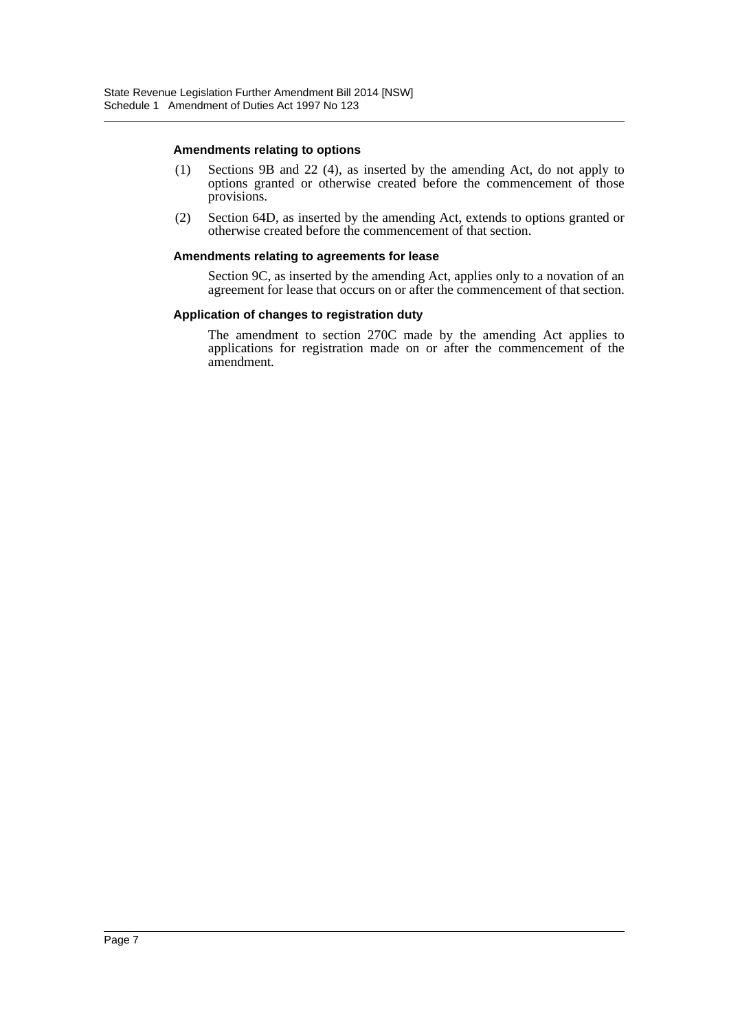#### Amendments relating to options

(1) Sections 9B and 22 (4), as inserted by the amending Act, do not apply to options granted or otherwise created before the commencement of those provisions.

(2) Section 64D, as inserted by the amending Act, extends to options granted or otherwise created before the commencement of that section.

#### Amendments relating to agreements for lease

Section 9C, as inserted by the amending Act, applies only to a novation of an agreement for lease that occurs on or after the commencement of that section.

#### Application of changes to registration duty

The amendment to section 270C made by the amending Act applies to applications for registration made on or after the commencement of the amendment.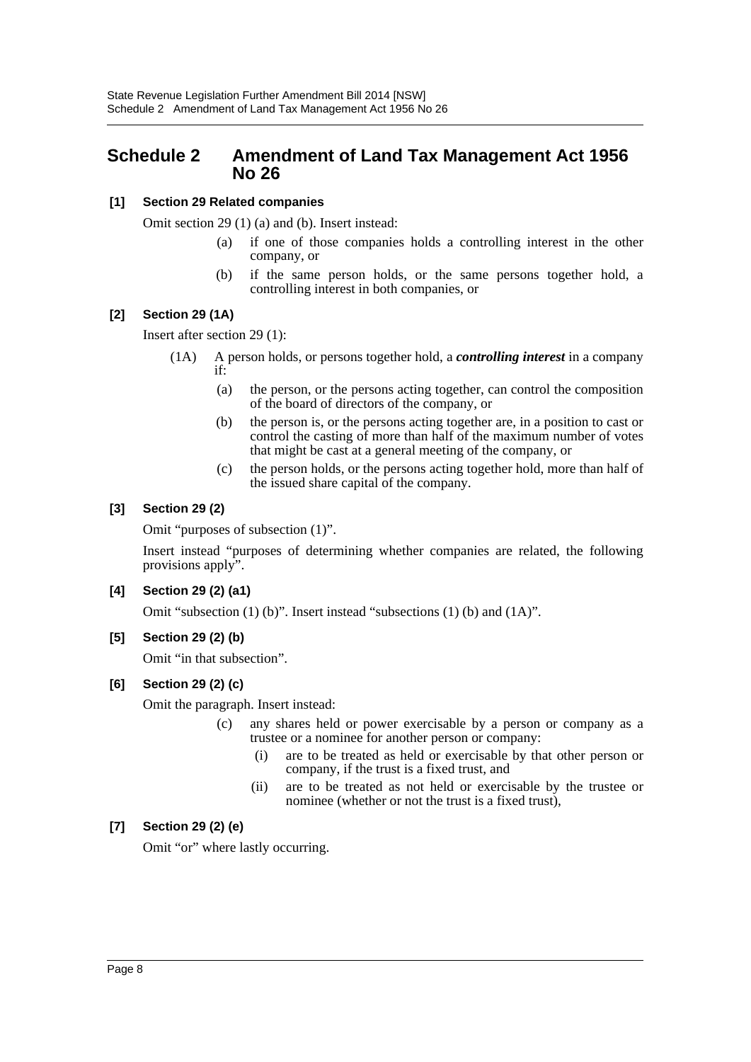# Schedule 2 Amendment of Land Tax Management Act 1956 No 26

**[1] Section 29 Related companies**

Omit section 29 (1) (a) and (b). Insert instead:

> (a) if one of those companies holds a controlling interest in the other company, or
>
> (b) if the same person holds, or the same persons together hold, a controlling interest in both companies, or

**[2] Section 29 (1A)**

Insert after section 29 (1):

> (1A) A person holds, or persons together hold, a ***controlling interest*** in a company if:
>
> (a) the person, or the persons acting together, can control the composition of the board of directors of the company, or
>
> (b) the person is, or the persons acting together are, in a position to cast or control the casting of more than half of the maximum number of votes that might be cast at a general meeting of the company, or
>
> (c) the person holds, or the persons acting together hold, more than half of the issued share capital of the company.

**[3] Section 29 (2)**

Omit "purposes of subsection (1)".

Insert instead "purposes of determining whether companies are related, the following provisions apply".

**[4] Section 29 (2) (a1)**

Omit "subsection (1) (b)". Insert instead "subsections (1) (b) and (1A)".

**[5] Section 29 (2) (b)**

Omit "in that subsection".

**[6] Section 29 (2) (c)**

Omit the paragraph. Insert instead:

> (c) any shares held or power exercisable by a person or company as a trustee or a nominee for another person or company:
>
> (i) are to be treated as held or exercisable by that other person or company, if the trust is a fixed trust, and
>
> (ii) are to be treated as not held or exercisable by the trustee or nominee (whether or not the trust is a fixed trust),

**[7] Section 29 (2) (e)**

Omit "or" where lastly occurring.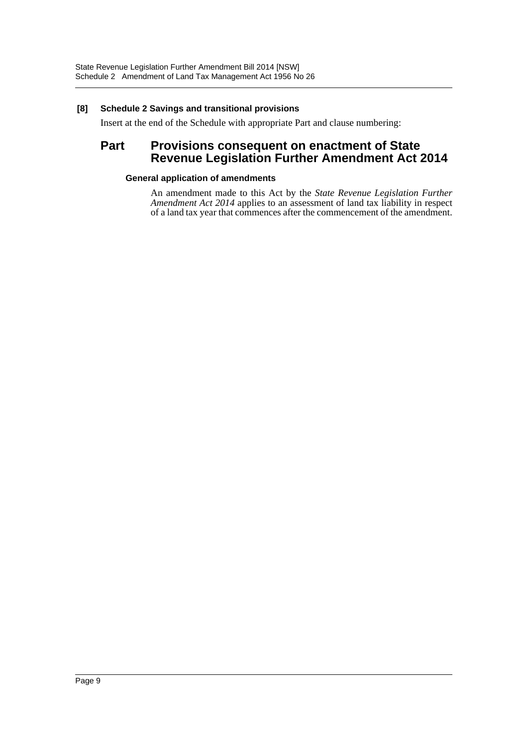**[8] Schedule 2 Savings and transitional provisions**

Insert at the end of the Schedule with appropriate Part and clause numbering:

## Part Provisions consequent on enactment of State Revenue Legislation Further Amendment Act 2014

**General application of amendments**

An amendment made to this Act by the *State Revenue Legislation Further Amendment Act 2014* applies to an assessment of land tax liability in respect of a land tax year that commences after the commencement of the amendment.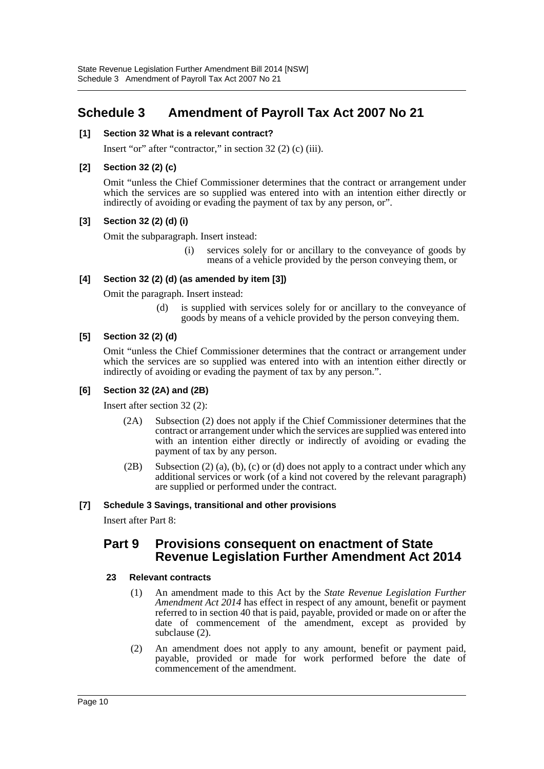# Schedule 3 Amendment of Payroll Tax Act 2007 No 21

**[1] Section 32 What is a relevant contract?**

Insert "or" after "contractor," in section 32 (2) (c) (iii).

**[2] Section 32 (2) (c)**

Omit "unless the Chief Commissioner determines that the contract or arrangement under which the services are so supplied was entered into with an intention either directly or indirectly of avoiding or evading the payment of tax by any person, or".

**[3] Section 32 (2) (d) (i)**

Omit the subparagraph. Insert instead:

> (i) services solely for or ancillary to the conveyance of goods by means of a vehicle provided by the person conveying them, or

**[4] Section 32 (2) (d) (as amended by item [3])**

Omit the paragraph. Insert instead:

> (d) is supplied with services solely for or ancillary to the conveyance of goods by means of a vehicle provided by the person conveying them.

**[5] Section 32 (2) (d)**

Omit "unless the Chief Commissioner determines that the contract or arrangement under which the services are so supplied was entered into with an intention either directly or indirectly of avoiding or evading the payment of tax by any person.".

**[6] Section 32 (2A) and (2B)**

Insert after section 32 (2):

> (2A) Subsection (2) does not apply if the Chief Commissioner determines that the contract or arrangement under which the services are supplied was entered into with an intention either directly or indirectly of avoiding or evading the payment of tax by any person.
>
> (2B) Subsection (2) (a), (b), (c) or (d) does not apply to a contract under which any additional services or work (of a kind not covered by the relevant paragraph) are supplied or performed under the contract.

**[7] Schedule 3 Savings, transitional and other provisions**

Insert after Part 8:

## Part 9 Provisions consequent on enactment of State Revenue Legislation Further Amendment Act 2014

**23 Relevant contracts**

(1) An amendment made to this Act by the *State Revenue Legislation Further Amendment Act 2014* has effect in respect of any amount, benefit or payment referred to in section 40 that is paid, payable, provided or made on or after the date of commencement of the amendment, except as provided by subclause (2).

(2) An amendment does not apply to any amount, benefit or payment paid, payable, provided or made for work performed before the date of commencement of the amendment.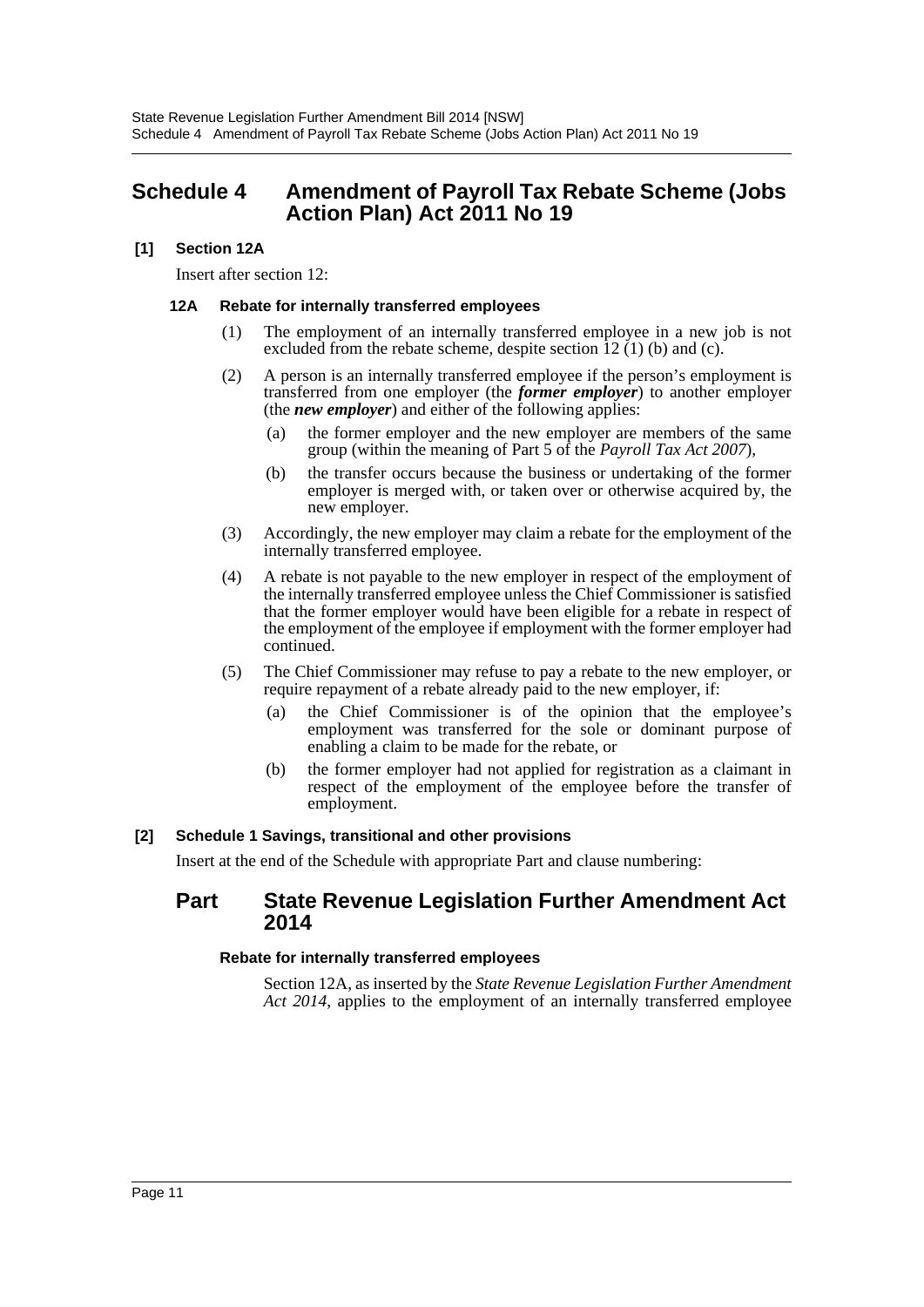## Schedule 4 Amendment of Payroll Tax Rebate Scheme (Jobs Action Plan) Act 2011 No 19

### [1] Section 12A

Insert after section 12:

#### 12A Rebate for internally transferred employees

(1) The employment of an internally transferred employee in a new job is not excluded from the rebate scheme, despite section 12 (1) (b) and (c).

(2) A person is an internally transferred employee if the person's employment is transferred from one employer (the ***former employer***) to another employer (the ***new employer***) and either of the following applies:

(a) the former employer and the new employer are members of the same group (within the meaning of Part 5 of the *Payroll Tax Act 2007*),

(b) the transfer occurs because the business or undertaking of the former employer is merged with, or taken over or otherwise acquired by, the new employer.

(3) Accordingly, the new employer may claim a rebate for the employment of the internally transferred employee.

(4) A rebate is not payable to the new employer in respect of the employment of the internally transferred employee unless the Chief Commissioner is satisfied that the former employer would have been eligible for a rebate in respect of the employment of the employee if employment with the former employer had continued.

(5) The Chief Commissioner may refuse to pay a rebate to the new employer, or require repayment of a rebate already paid to the new employer, if:

(a) the Chief Commissioner is of the opinion that the employee's employment was transferred for the sole or dominant purpose of enabling a claim to be made for the rebate, or

(b) the former employer had not applied for registration as a claimant in respect of the employment of the employee before the transfer of employment.

### [2] Schedule 1 Savings, transitional and other provisions

Insert at the end of the Schedule with appropriate Part and clause numbering:

## Part State Revenue Legislation Further Amendment Act 2014

#### Rebate for internally transferred employees

Section 12A, as inserted by the *State Revenue Legislation Further Amendment Act 2014*, applies to the employment of an internally transferred employee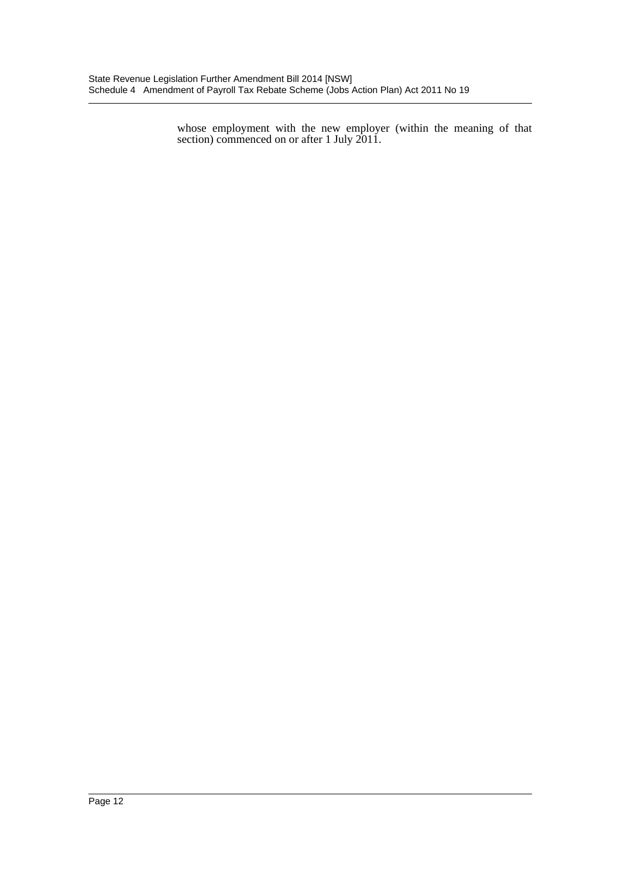whose employment with the new employer (within the meaning of that section) commenced on or after 1 July 2011.